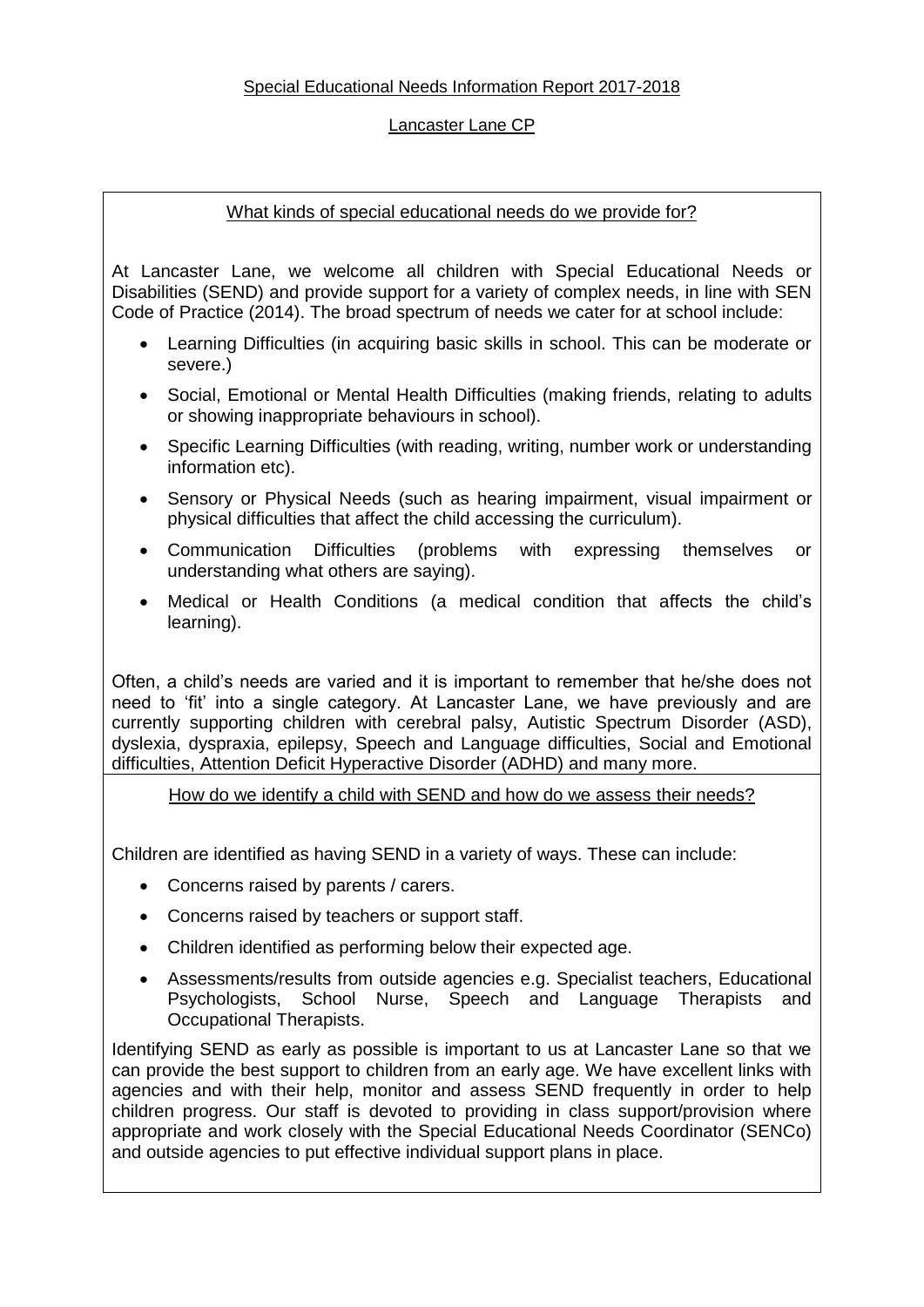# Special Educational Needs Information Report 2017-2018

## Lancaster Lane CP

### What kinds of special educational needs do we provide for?

At Lancaster Lane, we welcome all children with Special Educational Needs or Disabilities (SEND) and provide support for a variety of complex needs, in line with SEN Code of Practice (2014). The broad spectrum of needs we cater for at school include:

- Learning Difficulties (in acquiring basic skills in school. This can be moderate or severe.)
- Social, Emotional or Mental Health Difficulties (making friends, relating to adults or showing inappropriate behaviours in school).
- Specific Learning Difficulties (with reading, writing, number work or understanding information etc).
- Sensory or Physical Needs (such as hearing impairment, visual impairment or physical difficulties that affect the child accessing the curriculum).
- Communication Difficulties (problems with expressing themselves or understanding what others are saying).
- Medical or Health Conditions (a medical condition that affects the child's learning).

Often, a child's needs are varied and it is important to remember that he/she does not need to 'fit' into a single category. At Lancaster Lane, we have previously and are currently supporting children with cerebral palsy, Autistic Spectrum Disorder (ASD), dyslexia, dyspraxia, epilepsy, Speech and Language difficulties, Social and Emotional difficulties, Attention Deficit Hyperactive Disorder (ADHD) and many more.

### How do we identify a child with SEND and how do we assess their needs?

Children are identified as having SEND in a variety of ways. These can include:

- Concerns raised by parents / carers.
- Concerns raised by teachers or support staff.
- Children identified as performing below their expected age.
- Assessments/results from outside agencies e.g. Specialist teachers, Educational Psychologists, School Nurse, Speech and Language Therapists and Occupational Therapists.

Identifying SEND as early as possible is important to us at Lancaster Lane so that we can provide the best support to children from an early age. We have excellent links with agencies and with their help, monitor and assess SEND frequently in order to help children progress. Our staff is devoted to providing in class support/provision where appropriate and work closely with the Special Educational Needs Coordinator (SENCo) and outside agencies to put effective individual support plans in place.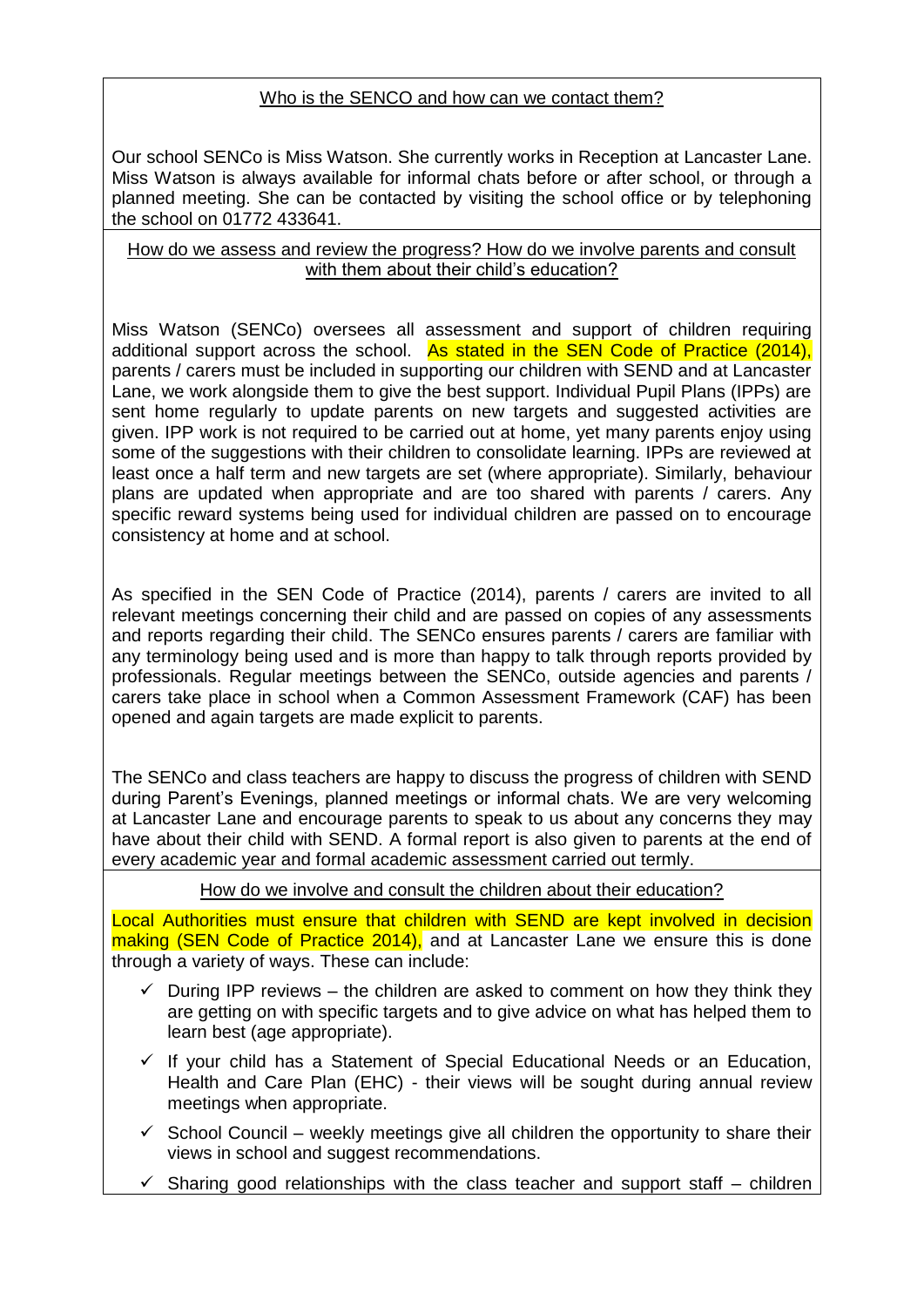## Who is the SENCO and how can we contact them?

Our school SENCo is Miss Watson. She currently works in Reception at Lancaster Lane. Miss Watson is always available for informal chats before or after school, or through a planned meeting. She can be contacted by visiting the school office or by telephoning the school on 01772 433641.

## How do we assess and review the progress? How do we involve parents and consult with them about their child's education?

Miss Watson (SENCo) oversees all assessment and support of children requiring additional support across the school. As stated in the SEN Code of Practice (2014), parents / carers must be included in supporting our children with SEND and at Lancaster Lane, we work alongside them to give the best support. Individual Pupil Plans (IPPs) are sent home regularly to update parents on new targets and suggested activities are given. IPP work is not required to be carried out at home, yet many parents enjoy using some of the suggestions with their children to consolidate learning. IPPs are reviewed at least once a half term and new targets are set (where appropriate). Similarly, behaviour plans are updated when appropriate and are too shared with parents / carers. Any specific reward systems being used for individual children are passed on to encourage consistency at home and at school.

As specified in the SEN Code of Practice (2014), parents / carers are invited to all relevant meetings concerning their child and are passed on copies of any assessments and reports regarding their child. The SENCo ensures parents / carers are familiar with any terminology being used and is more than happy to talk through reports provided by professionals. Regular meetings between the SENCo, outside agencies and parents / carers take place in school when a Common Assessment Framework (CAF) has been opened and again targets are made explicit to parents.

The SENCo and class teachers are happy to discuss the progress of children with SEND during Parent's Evenings, planned meetings or informal chats. We are very welcoming at Lancaster Lane and encourage parents to speak to us about any concerns they may have about their child with SEND. A formal report is also given to parents at the end of every academic year and formal academic assessment carried out termly.

## How do we involve and consult the children about their education?

Local Authorities must ensure that children with SEND are kept involved in decision making (SEN Code of Practice 2014), and at Lancaster Lane we ensure this is done through a variety of ways. These can include:

- ✓ During IPP reviews – the children are asked to comment on how they think they are getting on with specific targets and to give advice on what has helped them to learn best (age appropriate).
- ✓ If your child has a Statement of Special Educational Needs or an Education, Health and Care Plan (EHC) - their views will be sought during annual review meetings when appropriate.
- ✓ School Council – weekly meetings give all children the opportunity to share their views in school and suggest recommendations.
- ✓ Sharing good relationships with the class teacher and support staff – children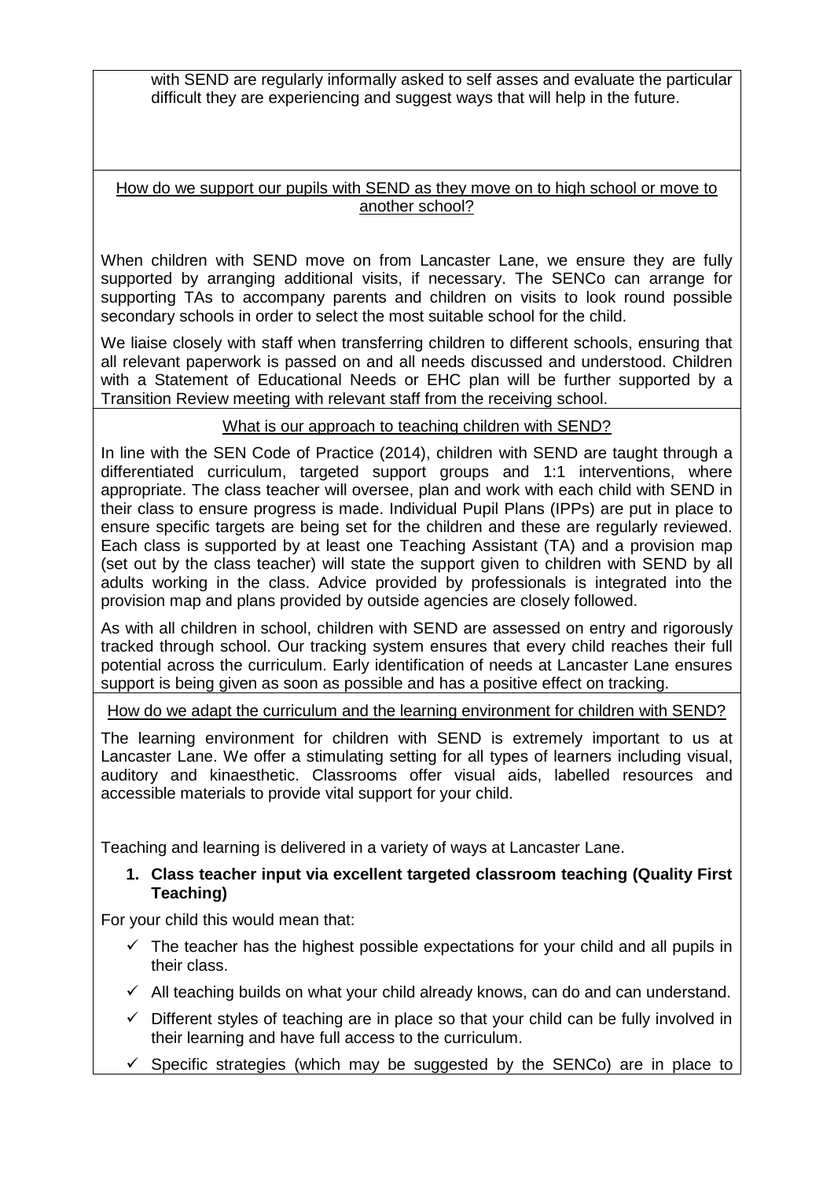with SEND are regularly informally asked to self asses and evaluate the particular difficult they are experiencing and suggest ways that will help in the future.

## How do we support our pupils with SEND as they move on to high school or move to another school?

When children with SEND move on from Lancaster Lane, we ensure they are fully supported by arranging additional visits, if necessary. The SENCo can arrange for supporting TAs to accompany parents and children on visits to look round possible secondary schools in order to select the most suitable school for the child.

We liaise closely with staff when transferring children to different schools, ensuring that all relevant paperwork is passed on and all needs discussed and understood. Children with a Statement of Educational Needs or EHC plan will be further supported by a Transition Review meeting with relevant staff from the receiving school.

## What is our approach to teaching children with SEND?

In line with the SEN Code of Practice (2014), children with SEND are taught through a differentiated curriculum, targeted support groups and 1:1 interventions, where appropriate. The class teacher will oversee, plan and work with each child with SEND in their class to ensure progress is made. Individual Pupil Plans (IPPs) are put in place to ensure specific targets are being set for the children and these are regularly reviewed. Each class is supported by at least one Teaching Assistant (TA) and a provision map (set out by the class teacher) will state the support given to children with SEND by all adults working in the class. Advice provided by professionals is integrated into the provision map and plans provided by outside agencies are closely followed.

As with all children in school, children with SEND are assessed on entry and rigorously tracked through school. Our tracking system ensures that every child reaches their full potential across the curriculum. Early identification of needs at Lancaster Lane ensures support is being given as soon as possible and has a positive effect on tracking.

## How do we adapt the curriculum and the learning environment for children with SEND?

The learning environment for children with SEND is extremely important to us at Lancaster Lane. We offer a stimulating setting for all types of learners including visual, auditory and kinaesthetic. Classrooms offer visual aids, labelled resources and accessible materials to provide vital support for your child.

Teaching and learning is delivered in a variety of ways at Lancaster Lane.

1. **Class teacher input via excellent targeted classroom teaching (Quality First Teaching)**

For your child this would mean that:

- ✓ The teacher has the highest possible expectations for your child and all pupils in their class.
- ✓ All teaching builds on what your child already knows, can do and can understand.
- ✓ Different styles of teaching are in place so that your child can be fully involved in their learning and have full access to the curriculum.
- ✓ Specific strategies (which may be suggested by the SENCo) are in place to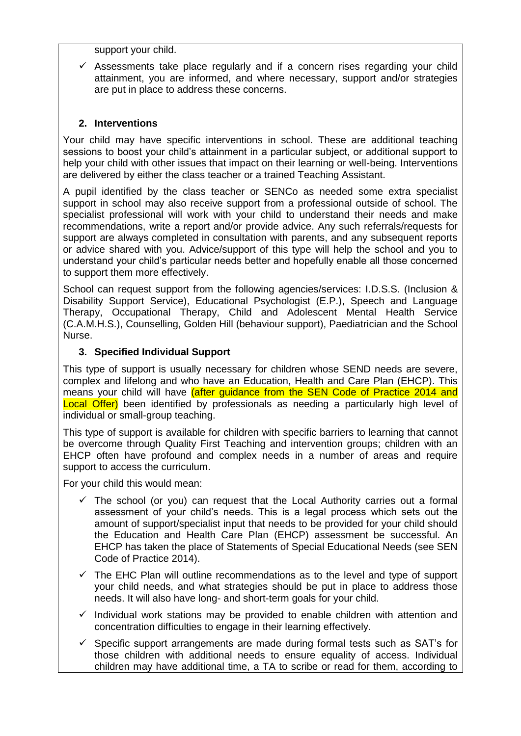support your child.

- ✓ Assessments take place regularly and if a concern rises regarding your child attainment, you are informed, and where necessary, support and/or strategies are put in place to address these concerns.

## 2. Interventions

Your child may have specific interventions in school. These are additional teaching sessions to boost your child's attainment in a particular subject, or additional support to help your child with other issues that impact on their learning or well-being. Interventions are delivered by either the class teacher or a trained Teaching Assistant.

A pupil identified by the class teacher or SENCo as needed some extra specialist support in school may also receive support from a professional outside of school. The specialist professional will work with your child to understand their needs and make recommendations, write a report and/or provide advice. Any such referrals/requests for support are always completed in consultation with parents, and any subsequent reports or advice shared with you. Advice/support of this type will help the school and you to understand your child's particular needs better and hopefully enable all those concerned to support them more effectively.

School can request support from the following agencies/services: I.D.S.S. (Inclusion & Disability Support Service), Educational Psychologist (E.P.), Speech and Language Therapy, Occupational Therapy, Child and Adolescent Mental Health Service (C.A.M.H.S.), Counselling, Golden Hill (behaviour support), Paediatrician and the School Nurse.

## 3. Specified Individual Support

This type of support is usually necessary for children whose SEND needs are severe, complex and lifelong and who have an Education, Health and Care Plan (EHCP). This means your child will have (after guidance from the SEN Code of Practice 2014 and Local Offer) been identified by professionals as needing a particularly high level of individual or small-group teaching.

This type of support is available for children with specific barriers to learning that cannot be overcome through Quality First Teaching and intervention groups; children with an EHCP often have profound and complex needs in a number of areas and require support to access the curriculum.

For your child this would mean:

- ✓ The school (or you) can request that the Local Authority carries out a formal assessment of your child's needs. This is a legal process which sets out the amount of support/specialist input that needs to be provided for your child should the Education and Health Care Plan (EHCP) assessment be successful. An EHCP has taken the place of Statements of Special Educational Needs (see SEN Code of Practice 2014).
- ✓ The EHC Plan will outline recommendations as to the level and type of support your child needs, and what strategies should be put in place to address those needs. It will also have long- and short-term goals for your child.
- ✓ Individual work stations may be provided to enable children with attention and concentration difficulties to engage in their learning effectively.
- ✓ Specific support arrangements are made during formal tests such as SAT's for those children with additional needs to ensure equality of access. Individual children may have additional time, a TA to scribe or read for them, according to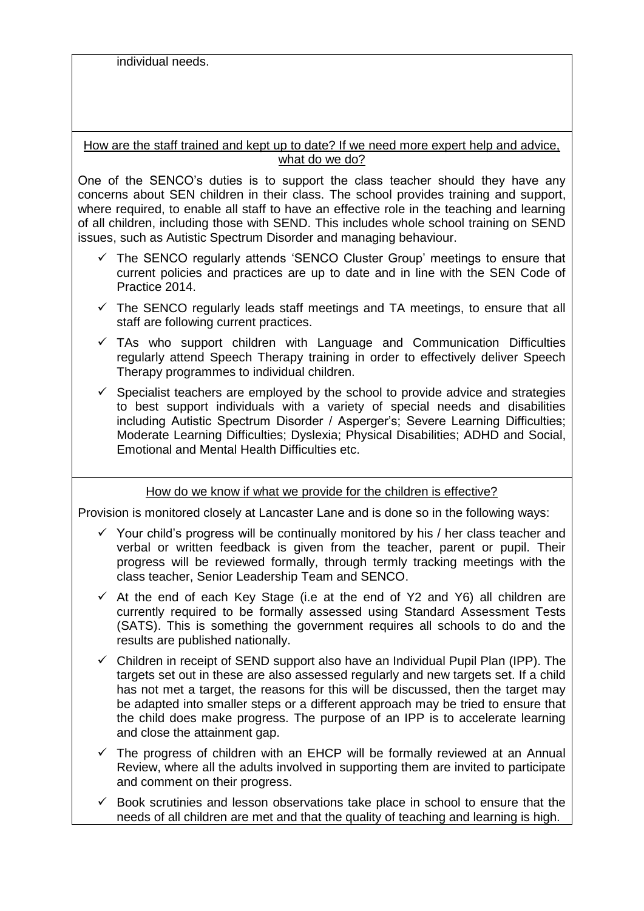individual needs.

## How are the staff trained and kept up to date? If we need more expert help and advice, what do we do?

One of the SENCO's duties is to support the class teacher should they have any concerns about SEN children in their class. The school provides training and support, where required, to enable all staff to have an effective role in the teaching and learning of all children, including those with SEND. This includes whole school training on SEND issues, such as Autistic Spectrum Disorder and managing behaviour.

- ✓ The SENCO regularly attends 'SENCO Cluster Group' meetings to ensure that current policies and practices are up to date and in line with the SEN Code of Practice 2014.
- ✓ The SENCO regularly leads staff meetings and TA meetings, to ensure that all staff are following current practices.
- ✓ TAs who support children with Language and Communication Difficulties regularly attend Speech Therapy training in order to effectively deliver Speech Therapy programmes to individual children.
- ✓ Specialist teachers are employed by the school to provide advice and strategies to best support individuals with a variety of special needs and disabilities including Autistic Spectrum Disorder / Asperger's; Severe Learning Difficulties; Moderate Learning Difficulties; Dyslexia; Physical Disabilities; ADHD and Social, Emotional and Mental Health Difficulties etc.

## How do we know if what we provide for the children is effective?

Provision is monitored closely at Lancaster Lane and is done so in the following ways:

- ✓ Your child's progress will be continually monitored by his / her class teacher and verbal or written feedback is given from the teacher, parent or pupil. Their progress will be reviewed formally, through termly tracking meetings with the class teacher, Senior Leadership Team and SENCO.
- ✓ At the end of each Key Stage (i.e at the end of Y2 and Y6) all children are currently required to be formally assessed using Standard Assessment Tests (SATS). This is something the government requires all schools to do and the results are published nationally.
- ✓ Children in receipt of SEND support also have an Individual Pupil Plan (IPP). The targets set out in these are also assessed regularly and new targets set. If a child has not met a target, the reasons for this will be discussed, then the target may be adapted into smaller steps or a different approach may be tried to ensure that the child does make progress. The purpose of an IPP is to accelerate learning and close the attainment gap.
- ✓ The progress of children with an EHCP will be formally reviewed at an Annual Review, where all the adults involved in supporting them are invited to participate and comment on their progress.
- ✓ Book scrutinies and lesson observations take place in school to ensure that the needs of all children are met and that the quality of teaching and learning is high.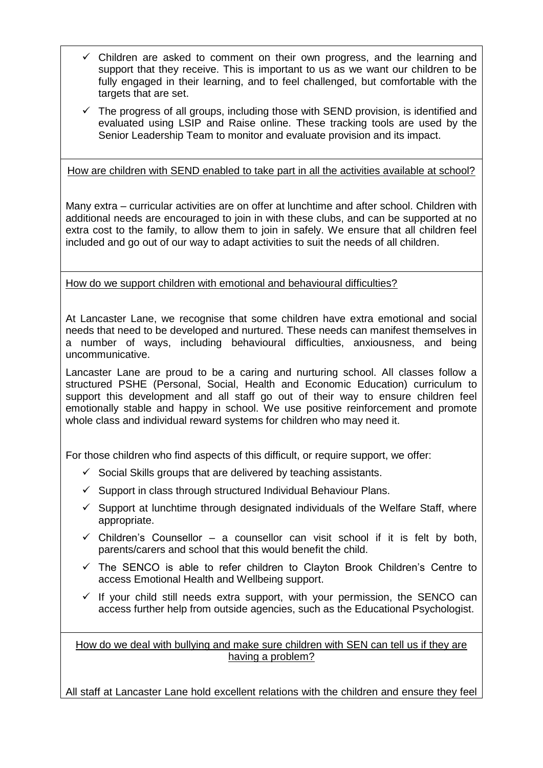- ✓ Children are asked to comment on their own progress, and the learning and support that they receive. This is important to us as we want our children to be fully engaged in their learning, and to feel challenged, but comfortable with the targets that are set.
- ✓ The progress of all groups, including those with SEND provision, is identified and evaluated using LSIP and Raise online. These tracking tools are used by the Senior Leadership Team to monitor and evaluate provision and its impact.

<u>How are children with SEND enabled to take part in all the activities available at school?</u>

Many extra – curricular activities are on offer at lunchtime and after school. Children with additional needs are encouraged to join in with these clubs, and can be supported at no extra cost to the family, to allow them to join in safely. We ensure that all children feel included and go out of our way to adapt activities to suit the needs of all children.

<u>How do we support children with emotional and behavioural difficulties?</u>

At Lancaster Lane, we recognise that some children have extra emotional and social needs that need to be developed and nurtured. These needs can manifest themselves in a number of ways, including behavioural difficulties, anxiousness, and being uncommunicative.

Lancaster Lane are proud to be a caring and nurturing school. All classes follow a structured PSHE (Personal, Social, Health and Economic Education) curriculum to support this development and all staff go out of their way to ensure children feel emotionally stable and happy in school. We use positive reinforcement and promote whole class and individual reward systems for children who may need it.

For those children who find aspects of this difficult, or require support, we offer:

- ✓ Social Skills groups that are delivered by teaching assistants.
- ✓ Support in class through structured Individual Behaviour Plans.
- ✓ Support at lunchtime through designated individuals of the Welfare Staff, where appropriate.
- ✓ Children's Counsellor – a counsellor can visit school if it is felt by both, parents/carers and school that this would benefit the child.
- ✓ The SENCO is able to refer children to Clayton Brook Children's Centre to access Emotional Health and Wellbeing support.
- ✓ If your child still needs extra support, with your permission, the SENCO can access further help from outside agencies, such as the Educational Psychologist.

<u>How do we deal with bullying and make sure children with SEN can tell us if they are having a problem?</u>

All staff at Lancaster Lane hold excellent relations with the children and ensure they feel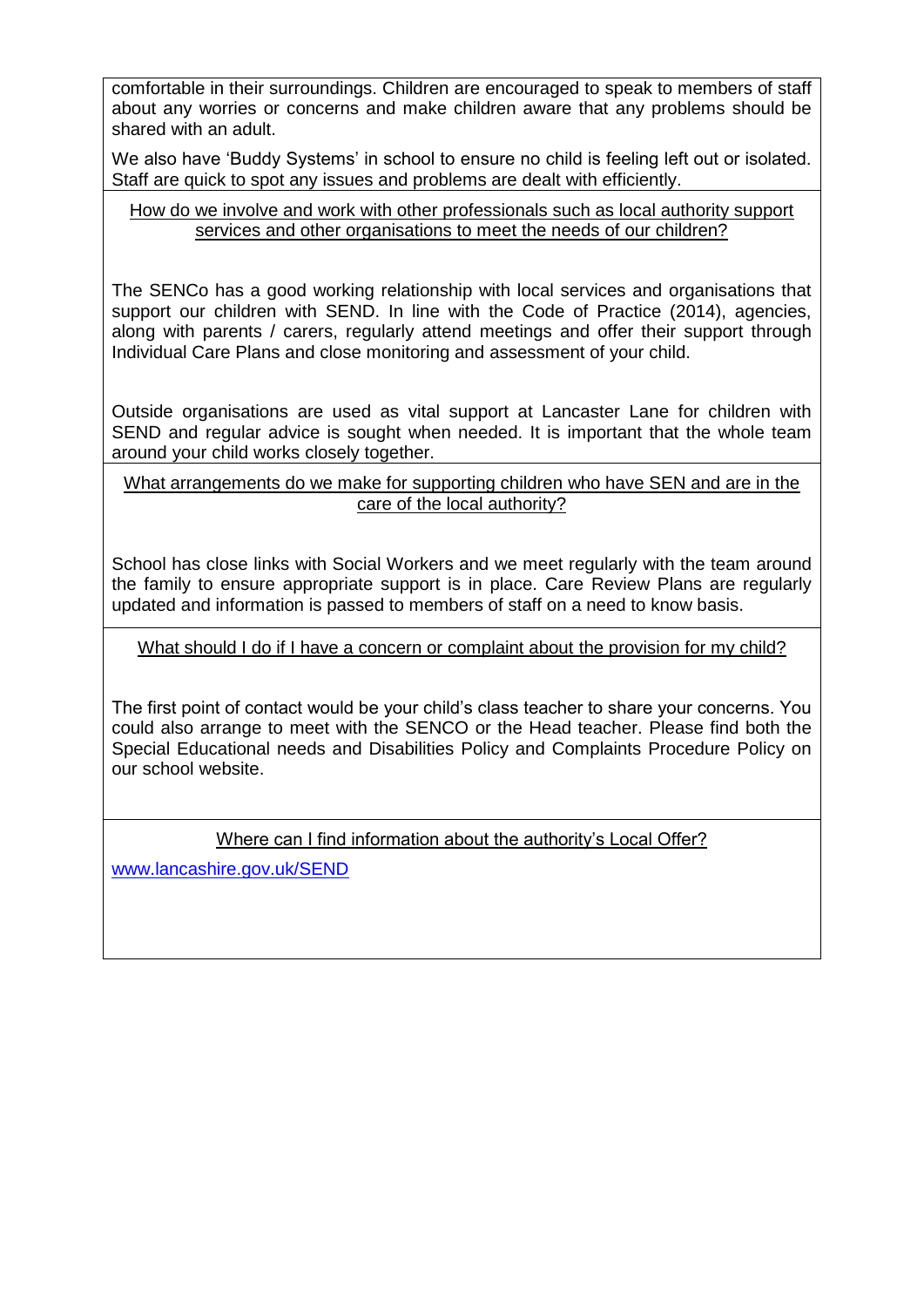comfortable in their surroundings. Children are encouraged to speak to members of staff about any worries or concerns and make children aware that any problems should be shared with an adult.

We also have 'Buddy Systems' in school to ensure no child is feeling left out or isolated. Staff are quick to spot any issues and problems are dealt with efficiently.

<u>How do we involve and work with other professionals such as local authority support services and other organisations to meet the needs of our children?</u>

The SENCo has a good working relationship with local services and organisations that support our children with SEND. In line with the Code of Practice (2014), agencies, along with parents / carers, regularly attend meetings and offer their support through Individual Care Plans and close monitoring and assessment of your child.

Outside organisations are used as vital support at Lancaster Lane for children with SEND and regular advice is sought when needed. It is important that the whole team around your child works closely together.

<u>What arrangements do we make for supporting children who have SEN and are in the care of the local authority?</u>

School has close links with Social Workers and we meet regularly with the team around the family to ensure appropriate support is in place. Care Review Plans are regularly updated and information is passed to members of staff on a need to know basis.

<u>What should I do if I have a concern or complaint about the provision for my child?</u>

The first point of contact would be your child's class teacher to share your concerns. You could also arrange to meet with the SENCO or the Head teacher. Please find both the Special Educational needs and Disabilities Policy and Complaints Procedure Policy on our school website.

<u>Where can I find information about the authority's Local Offer?</u>

www.lancashire.gov.uk/SEND